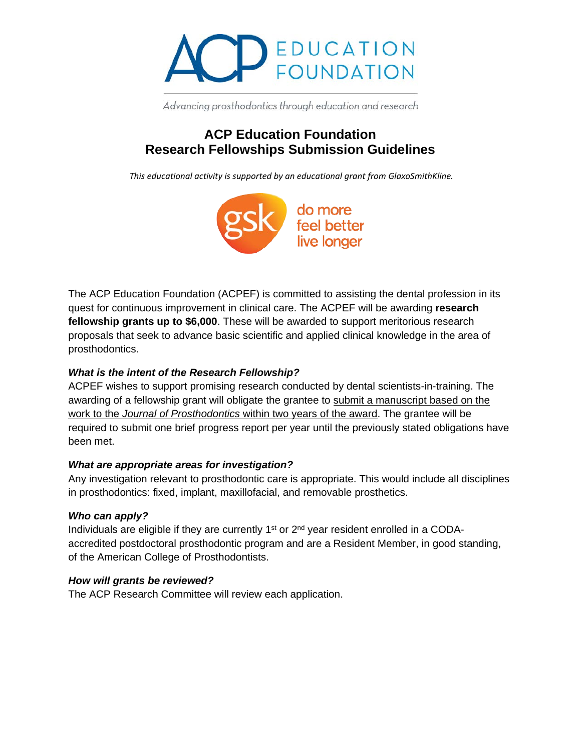ACP EDUCATION FOUNDATION

*Advancing prosthodontics through education and research*

# ACP Education Foundation
# Research Fellowships Submission Guidelines

*This educational activity is supported by an educational grant from GlaxoSmithKline.*

gsk do more feel better live longer

The ACP Education Foundation (ACPEF) is committed to assisting the dental profession in its quest for continuous improvement in clinical care. The ACPEF will be awarding **research fellowship grants up to $6,000**. These will be awarded to support meritorious research proposals that seek to advance basic scientific and applied clinical knowledge in the area of prosthodontics.

### *What is the intent of the Research Fellowship?*

ACPEF wishes to support promising research conducted by dental scientists-in-training. The awarding of a fellowship grant will obligate the grantee to submit a manuscript based on the work to the *Journal of Prosthodontics* within two years of the award. The grantee will be required to submit one brief progress report per year until the previously stated obligations have been met.

### *What are appropriate areas for investigation?*

Any investigation relevant to prosthodontic care is appropriate. This would include all disciplines in prosthodontics: fixed, implant, maxillofacial, and removable prosthetics.

### *Who can apply?*

Individuals are eligible if they are currently 1st or 2nd year resident enrolled in a CODA-accredited postdoctoral prosthodontic program and are a Resident Member, in good standing, of the American College of Prosthodontists.

### *How will grants be reviewed?*

The ACP Research Committee will review each application.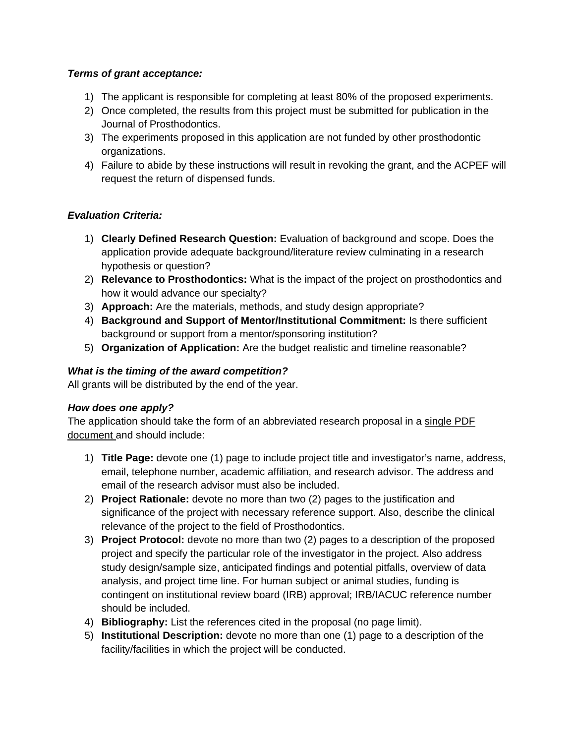***Terms of grant acceptance:***

1) The applicant is responsible for completing at least 80% of the proposed experiments.
2) Once completed, the results from this project must be submitted for publication in the Journal of Prosthodontics.
3) The experiments proposed in this application are not funded by other prosthodontic organizations.
4) Failure to abide by these instructions will result in revoking the grant, and the ACPEF will request the return of dispensed funds.

***Evaluation Criteria:***

1) **Clearly Defined Research Question:** Evaluation of background and scope. Does the application provide adequate background/literature review culminating in a research hypothesis or question?
2) **Relevance to Prosthodontics:** What is the impact of the project on prosthodontics and how it would advance our specialty?
3) **Approach:** Are the materials, methods, and study design appropriate?
4) **Background and Support of Mentor/Institutional Commitment:** Is there sufficient background or support from a mentor/sponsoring institution?
5) **Organization of Application:** Are the budget realistic and timeline reasonable?

***What is the timing of the award competition?***

All grants will be distributed by the end of the year.

***How does one apply?***

The application should take the form of an abbreviated research proposal in a single PDF document and should include:

1) **Title Page:** devote one (1) page to include project title and investigator's name, address, email, telephone number, academic affiliation, and research advisor. The address and email of the research advisor must also be included.
2) **Project Rationale:** devote no more than two (2) pages to the justification and significance of the project with necessary reference support. Also, describe the clinical relevance of the project to the field of Prosthodontics.
3) **Project Protocol:** devote no more than two (2) pages to a description of the proposed project and specify the particular role of the investigator in the project. Also address study design/sample size, anticipated findings and potential pitfalls, overview of data analysis, and project time line. For human subject or animal studies, funding is contingent on institutional review board (IRB) approval; IRB/IACUC reference number should be included.
4) **Bibliography:** List the references cited in the proposal (no page limit).
5) **Institutional Description:** devote no more than one (1) page to a description of the facility/facilities in which the project will be conducted.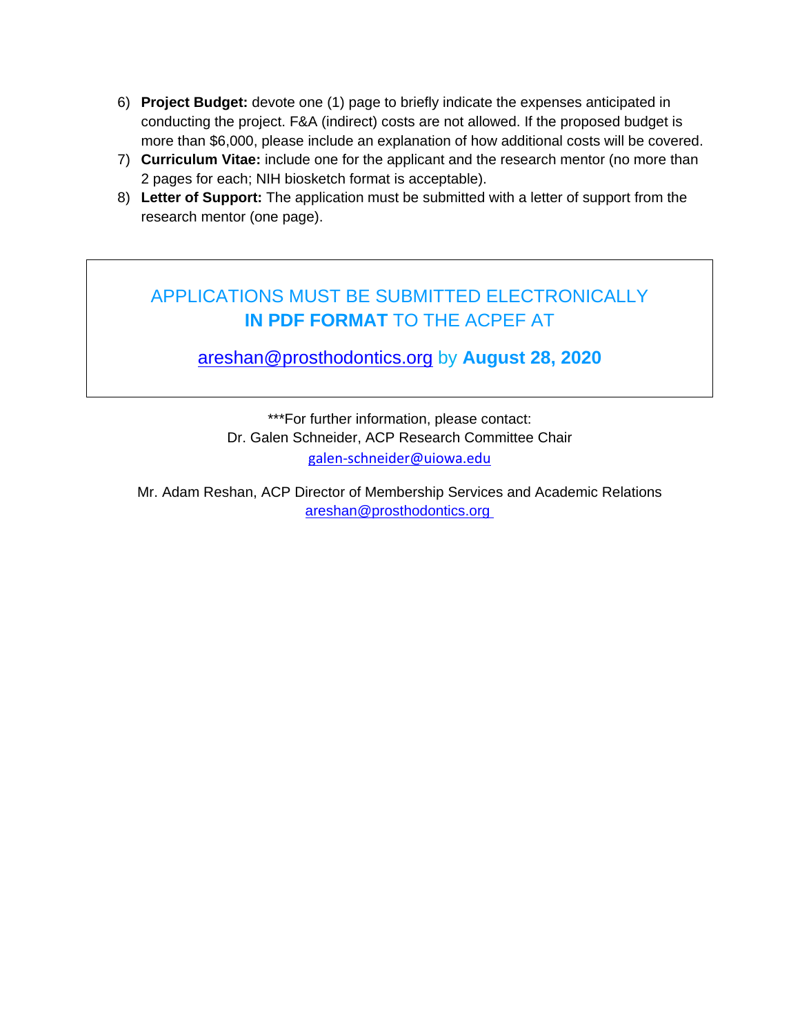6) **Project Budget:** devote one (1) page to briefly indicate the expenses anticipated in conducting the project. F&A (indirect) costs are not allowed. If the proposed budget is more than $6,000, please include an explanation of how additional costs will be covered.
7) **Curriculum Vitae:** include one for the applicant and the research mentor (no more than 2 pages for each; NIH biosketch format is acceptable).
8) **Letter of Support:** The application must be submitted with a letter of support from the research mentor (one page).

APPLICATIONS MUST BE SUBMITTED ELECTRONICALLY **IN PDF FORMAT** TO THE ACPEF AT

areshan@prosthodontics.org by **August 28, 2020**

***For further information, please contact:
Dr. Galen Schneider, ACP Research Committee Chair
galen-schneider@uiowa.edu

Mr. Adam Reshan, ACP Director of Membership Services and Academic Relations
areshan@prosthodontics.org